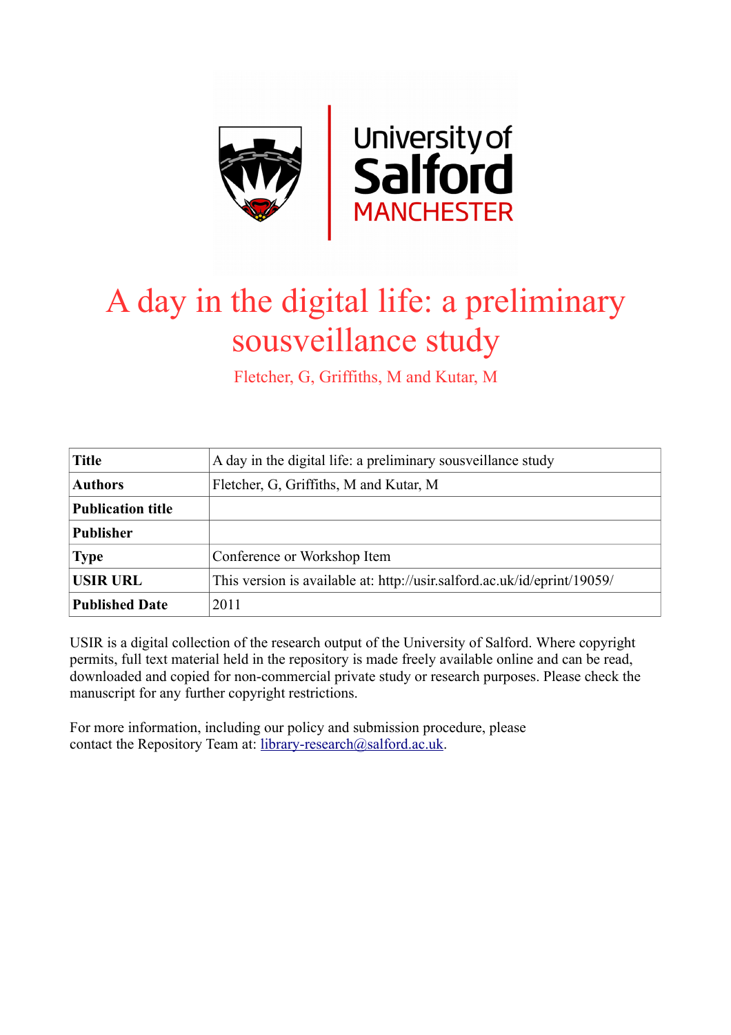# A day in the digital life: a preliminary sousveillance study

Fletcher, G, Griffiths, M and Kutar, M

| **Title** | A day in the digital life: a preliminary sousveillance study |
|---|---|
| **Authors** | Fletcher, G, Griffiths, M and Kutar, M |
| **Publication title** | |
| **Publisher** | |
| **Type** | Conference or Workshop Item |
| **USIR URL** | This version is available at: http://usir.salford.ac.uk/id/eprint/19059/ |
| **Published Date** | 2011 |

USIR is a digital collection of the research output of the University of Salford. Where copyright permits, full text material held in the repository is made freely available online and can be read, downloaded and copied for non-commercial private study or research purposes. Please check the manuscript for any further copyright restrictions.

For more information, including our policy and submission procedure, please contact the Repository Team at: library-research@salford.ac.uk.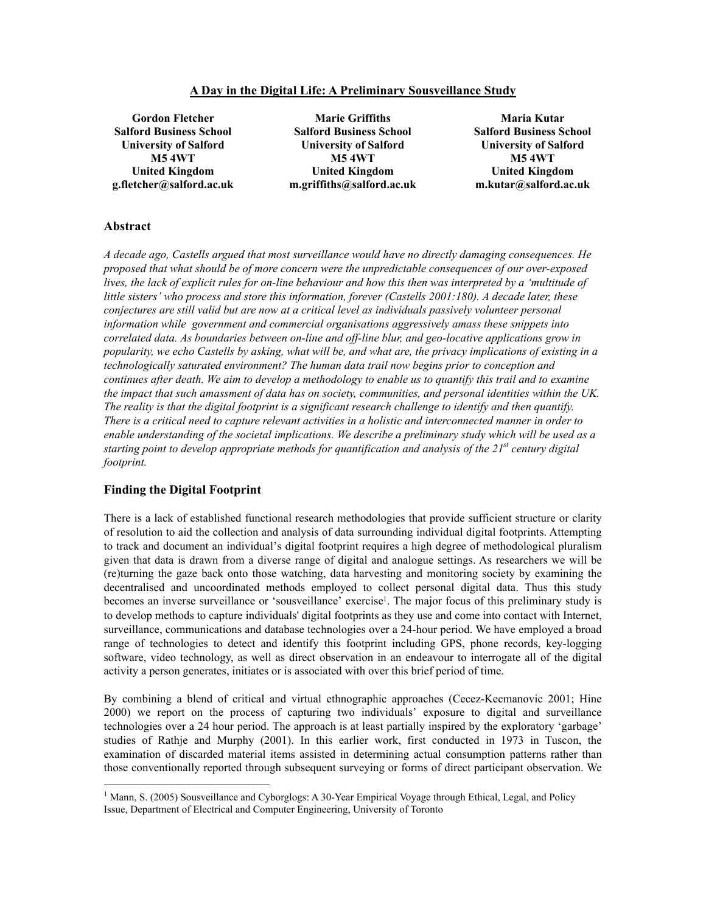# A Day in the Digital Life: A Preliminary Sousveillance Study

**Gordon Fletcher**
**Salford Business School**
**University of Salford**
**M5 4WT**
**United Kingdom**
**g.fletcher@salford.ac.uk**

**Marie Griffiths**
**Salford Business School**
**University of Salford**
**M5 4WT**
**United Kingdom**
**m.griffiths@salford.ac.uk**

**Maria Kutar**
**Salford Business School**
**University of Salford**
**M5 4WT**
**United Kingdom**
**m.kutar@salford.ac.uk**

## Abstract

*A decade ago, Castells argued that most surveillance would have no directly damaging consequences. He proposed that what should be of more concern were the unpredictable consequences of our over-exposed lives, the lack of explicit rules for on-line behaviour and how this then was interpreted by a 'multitude of little sisters' who process and store this information, forever (Castells 2001:180). A decade later, these conjectures are still valid but are now at a critical level as individuals passively volunteer personal information while government and commercial organisations aggressively amass these snippets into correlated data. As boundaries between on-line and off-line blur, and geo-locative applications grow in popularity, we echo Castells by asking, what will be, and what are, the privacy implications of existing in a technologically saturated environment? The human data trail now begins prior to conception and continues after death. We aim to develop a methodology to enable us to quantify this trail and to examine the impact that such amassment of data has on society, communities, and personal identities within the UK. The reality is that the digital footprint is a significant research challenge to identify and then quantify. There is a critical need to capture relevant activities in a holistic and interconnected manner in order to enable understanding of the societal implications. We describe a preliminary study which will be used as a starting point to develop appropriate methods for quantification and analysis of the 21st century digital footprint.*

## Finding the Digital Footprint

There is a lack of established functional research methodologies that provide sufficient structure or clarity of resolution to aid the collection and analysis of data surrounding individual digital footprints. Attempting to track and document an individual's digital footprint requires a high degree of methodological pluralism given that data is drawn from a diverse range of digital and analogue settings. As researchers we will be (re)turning the gaze back onto those watching, data harvesting and monitoring society by examining the decentralised and uncoordinated methods employed to collect personal digital data. Thus this study becomes an inverse surveillance or 'sousveillance' exercise[1]. The major focus of this preliminary study is to develop methods to capture individuals' digital footprints as they use and come into contact with Internet, surveillance, communications and database technologies over a 24-hour period. We have employed a broad range of technologies to detect and identify this footprint including GPS, phone records, key-logging software, video technology, as well as direct observation in an endeavour to interrogate all of the digital activity a person generates, initiates or is associated with over this brief period of time.

By combining a blend of critical and virtual ethnographic approaches (Cecez-Kecmanovic 2001; Hine 2000) we report on the process of capturing two individuals' exposure to digital and surveillance technologies over a 24 hour period. The approach is at least partially inspired by the exploratory 'garbage' studies of Rathje and Murphy (2001). In this earlier work, first conducted in 1973 in Tuscon, the examination of discarded material items assisted in determining actual consumption patterns rather than those conventionally reported through subsequent surveying or forms of direct participant observation. We

[1] Mann, S. (2005) Sousveillance and Cyborglogs: A 30-Year Empirical Voyage through Ethical, Legal, and Policy Issue, Department of Electrical and Computer Engineering, University of Toronto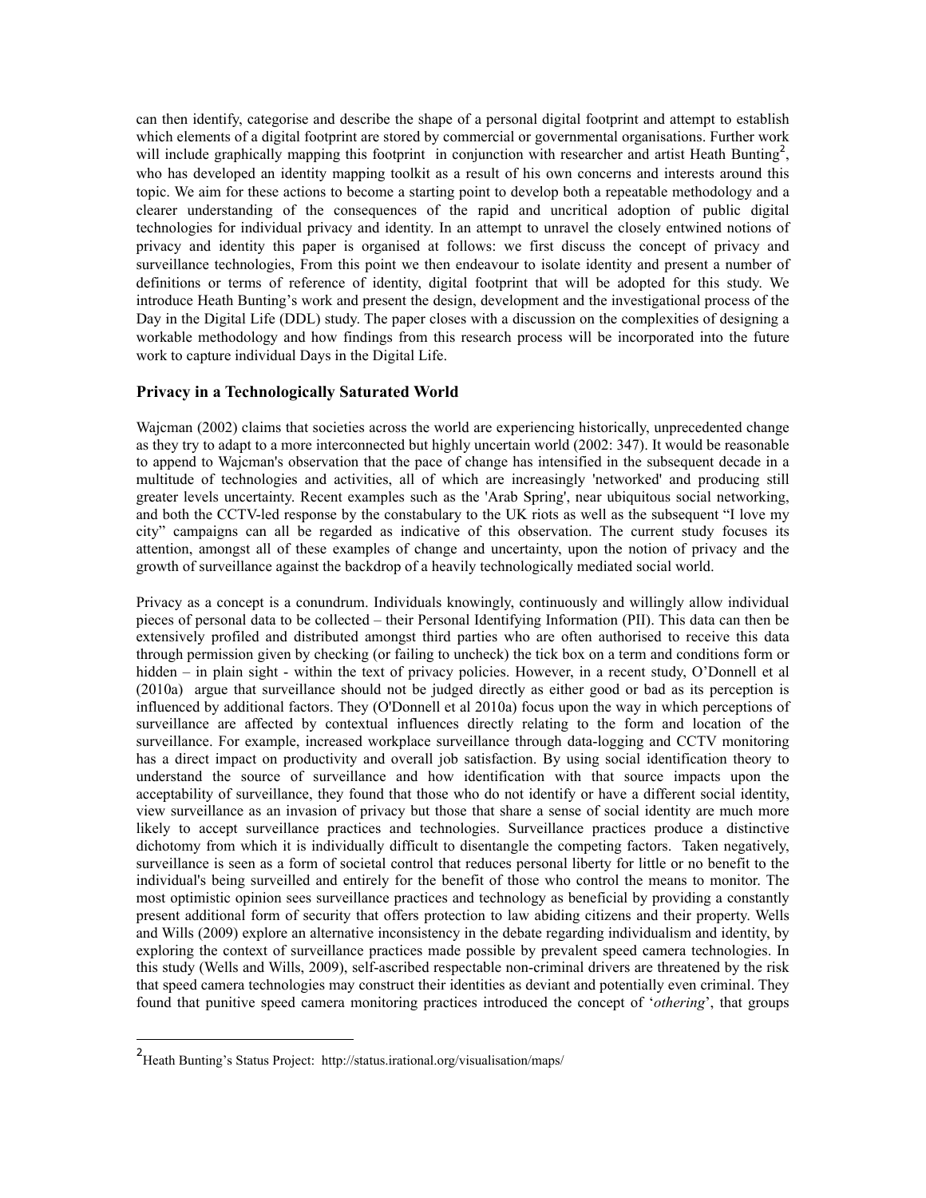can then identify, categorise and describe the shape of a personal digital footprint and attempt to establish which elements of a digital footprint are stored by commercial or governmental organisations. Further work will include graphically mapping this footprint in conjunction with researcher and artist Heath Bunting[2], who has developed an identity mapping toolkit as a result of his own concerns and interests around this topic. We aim for these actions to become a starting point to develop both a repeatable methodology and a clearer understanding of the consequences of the rapid and uncritical adoption of public digital technologies for individual privacy and identity. In an attempt to unravel the closely entwined notions of privacy and identity this paper is organised at follows: we first discuss the concept of privacy and surveillance technologies, From this point we then endeavour to isolate identity and present a number of definitions or terms of reference of identity, digital footprint that will be adopted for this study. We introduce Heath Bunting's work and present the design, development and the investigational process of the Day in the Digital Life (DDL) study. The paper closes with a discussion on the complexities of designing a workable methodology and how findings from this research process will be incorporated into the future work to capture individual Days in the Digital Life.

## Privacy in a Technologically Saturated World

Wajcman (2002) claims that societies across the world are experiencing historically, unprecedented change as they try to adapt to a more interconnected but highly uncertain world (2002: 347). It would be reasonable to append to Wajcman's observation that the pace of change has intensified in the subsequent decade in a multitude of technologies and activities, all of which are increasingly 'networked' and producing still greater levels uncertainty. Recent examples such as the 'Arab Spring', near ubiquitous social networking, and both the CCTV-led response by the constabulary to the UK riots as well as the subsequent "I love my city" campaigns can all be regarded as indicative of this observation. The current study focuses its attention, amongst all of these examples of change and uncertainty, upon the notion of privacy and the growth of surveillance against the backdrop of a heavily technologically mediated social world.

Privacy as a concept is a conundrum. Individuals knowingly, continuously and willingly allow individual pieces of personal data to be collected – their Personal Identifying Information (PII). This data can then be extensively profiled and distributed amongst third parties who are often authorised to receive this data through permission given by checking (or failing to uncheck) the tick box on a term and conditions form or hidden – in plain sight - within the text of privacy policies. However, in a recent study, O'Donnell et al (2010a) argue that surveillance should not be judged directly as either good or bad as its perception is influenced by additional factors. They (O'Donnell et al 2010a) focus upon the way in which perceptions of surveillance are affected by contextual influences directly relating to the form and location of the surveillance. For example, increased workplace surveillance through data-logging and CCTV monitoring has a direct impact on productivity and overall job satisfaction. By using social identification theory to understand the source of surveillance and how identification with that source impacts upon the acceptability of surveillance, they found that those who do not identify or have a different social identity, view surveillance as an invasion of privacy but those that share a sense of social identity are much more likely to accept surveillance practices and technologies. Surveillance practices produce a distinctive dichotomy from which it is individually difficult to disentangle the competing factors. Taken negatively, surveillance is seen as a form of societal control that reduces personal liberty for little or no benefit to the individual's being surveilled and entirely for the benefit of those who control the means to monitor. The most optimistic opinion sees surveillance practices and technology as beneficial by providing a constantly present additional form of security that offers protection to law abiding citizens and their property. Wells and Wills (2009) explore an alternative inconsistency in the debate regarding individualism and identity, by exploring the context of surveillance practices made possible by prevalent speed camera technologies. In this study (Wells and Wills, 2009), self-ascribed respectable non-criminal drivers are threatened by the risk that speed camera technologies may construct their identities as deviant and potentially even criminal. They found that punitive speed camera monitoring practices introduced the concept of '*othering*', that groups

---

[2] Heath Bunting's Status Project: http://status.irational.org/visualisation/maps/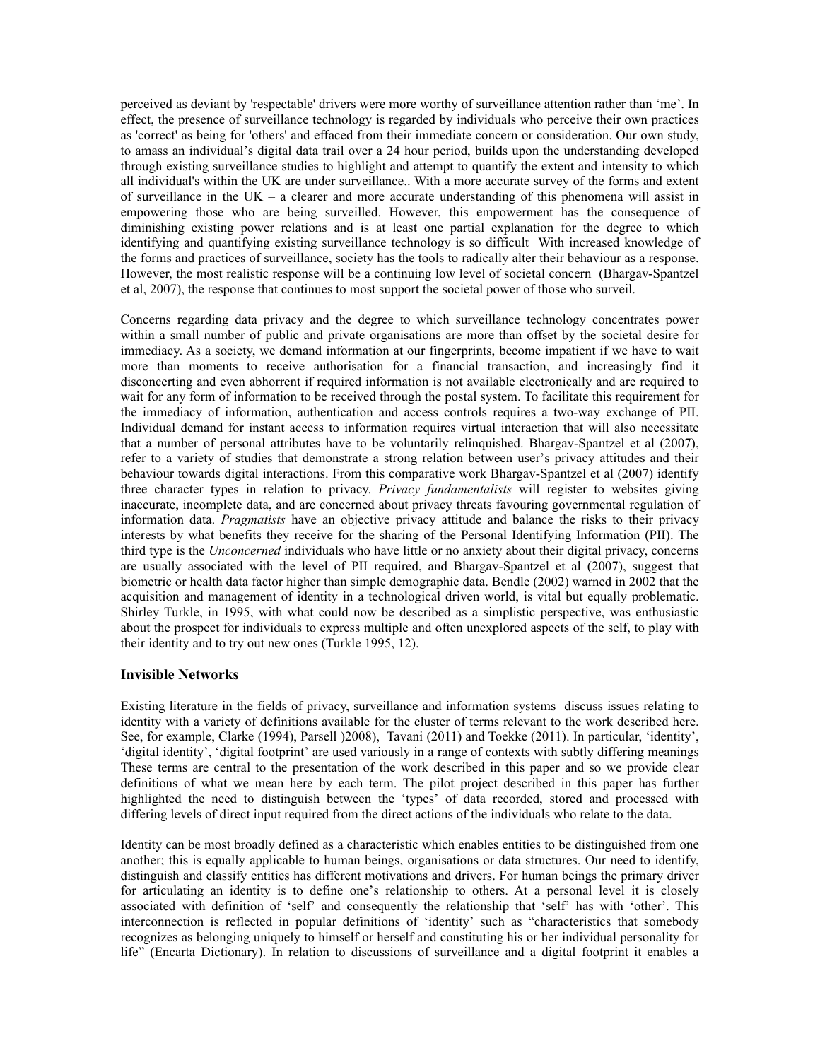perceived as deviant by 'respectable' drivers were more worthy of surveillance attention rather than 'me'. In effect, the presence of surveillance technology is regarded by individuals who perceive their own practices as 'correct' as being for 'others' and effaced from their immediate concern or consideration. Our own study, to amass an individual's digital data trail over a 24 hour period, builds upon the understanding developed through existing surveillance studies to highlight and attempt to quantify the extent and intensity to which all individual's within the UK are under surveillance.. With a more accurate survey of the forms and extent of surveillance in the UK – a clearer and more accurate understanding of this phenomena will assist in empowering those who are being surveilled. However, this empowerment has the consequence of diminishing existing power relations and is at least one partial explanation for the degree to which identifying and quantifying existing surveillance technology is so difficult With increased knowledge of the forms and practices of surveillance, society has the tools to radically alter their behaviour as a response. However, the most realistic response will be a continuing low level of societal concern (Bhargav-Spantzel et al, 2007), the response that continues to most support the societal power of those who surveil.

Concerns regarding data privacy and the degree to which surveillance technology concentrates power within a small number of public and private organisations are more than offset by the societal desire for immediacy. As a society, we demand information at our fingerprints, become impatient if we have to wait more than moments to receive authorisation for a financial transaction, and increasingly find it disconcerting and even abhorrent if required information is not available electronically and are required to wait for any form of information to be received through the postal system. To facilitate this requirement for the immediacy of information, authentication and access controls requires a two-way exchange of PII. Individual demand for instant access to information requires virtual interaction that will also necessitate that a number of personal attributes have to be voluntarily relinquished. Bhargav-Spantzel et al (2007), refer to a variety of studies that demonstrate a strong relation between user's privacy attitudes and their behaviour towards digital interactions. From this comparative work Bhargav-Spantzel et al (2007) identify three character types in relation to privacy. *Privacy fundamentalists* will register to websites giving inaccurate, incomplete data, and are concerned about privacy threats favouring governmental regulation of information data. *Pragmatists* have an objective privacy attitude and balance the risks to their privacy interests by what benefits they receive for the sharing of the Personal Identifying Information (PII). The third type is the *Unconcerned* individuals who have little or no anxiety about their digital privacy, concerns are usually associated with the level of PII required, and Bhargav-Spantzel et al (2007), suggest that biometric or health data factor higher than simple demographic data. Bendle (2002) warned in 2002 that the acquisition and management of identity in a technological driven world, is vital but equally problematic. Shirley Turkle, in 1995, with what could now be described as a simplistic perspective, was enthusiastic about the prospect for individuals to express multiple and often unexplored aspects of the self, to play with their identity and to try out new ones (Turkle 1995, 12).

### Invisible Networks

Existing literature in the fields of privacy, surveillance and information systems discuss issues relating to identity with a variety of definitions available for the cluster of terms relevant to the work described here. See, for example, Clarke (1994), Parsell )2008), Tavani (2011) and Toekke (2011). In particular, 'identity', 'digital identity', 'digital footprint' are used variously in a range of contexts with subtly differing meanings These terms are central to the presentation of the work described in this paper and so we provide clear definitions of what we mean here by each term. The pilot project described in this paper has further highlighted the need to distinguish between the 'types' of data recorded, stored and processed with differing levels of direct input required from the direct actions of the individuals who relate to the data.

Identity can be most broadly defined as a characteristic which enables entities to be distinguished from one another; this is equally applicable to human beings, organisations or data structures. Our need to identify, distinguish and classify entities has different motivations and drivers. For human beings the primary driver for articulating an identity is to define one's relationship to others. At a personal level it is closely associated with definition of 'self' and consequently the relationship that 'self' has with 'other'. This interconnection is reflected in popular definitions of 'identity' such as "characteristics that somebody recognizes as belonging uniquely to himself or herself and constituting his or her individual personality for life" (Encarta Dictionary). In relation to discussions of surveillance and a digital footprint it enables a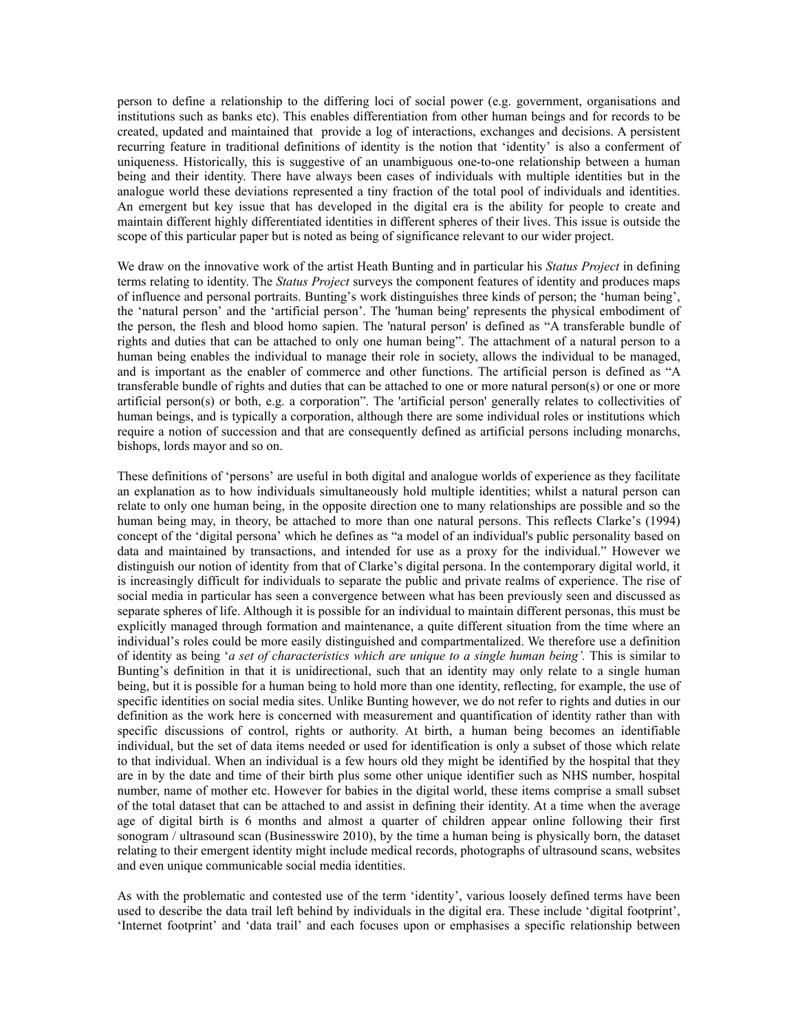person to define a relationship to the differing loci of social power (e.g. government, organisations and institutions such as banks etc). This enables differentiation from other human beings and for records to be created, updated and maintained that provide a log of interactions, exchanges and decisions. A persistent recurring feature in traditional definitions of identity is the notion that 'identity' is also a conferment of uniqueness. Historically, this is suggestive of an unambiguous one-to-one relationship between a human being and their identity. There have always been cases of individuals with multiple identities but in the analogue world these deviations represented a tiny fraction of the total pool of individuals and identities. An emergent but key issue that has developed in the digital era is the ability for people to create and maintain different highly differentiated identities in different spheres of their lives. This issue is outside the scope of this particular paper but is noted as being of significance relevant to our wider project.

We draw on the innovative work of the artist Heath Bunting and in particular his *Status Project* in defining terms relating to identity. The *Status Project* surveys the component features of identity and produces maps of influence and personal portraits. Bunting's work distinguishes three kinds of person; the 'human being', the 'natural person' and the 'artificial person'. The 'human being' represents the physical embodiment of the person, the flesh and blood homo sapien. The 'natural person' is defined as "A transferable bundle of rights and duties that can be attached to only one human being". The attachment of a natural person to a human being enables the individual to manage their role in society, allows the individual to be managed, and is important as the enabler of commerce and other functions. The artificial person is defined as "A transferable bundle of rights and duties that can be attached to one or more natural person(s) or one or more artificial person(s) or both, e.g. a corporation". The 'artificial person' generally relates to collectivities of human beings, and is typically a corporation, although there are some individual roles or institutions which require a notion of succession and that are consequently defined as artificial persons including monarchs, bishops, lords mayor and so on.

These definitions of 'persons' are useful in both digital and analogue worlds of experience as they facilitate an explanation as to how individuals simultaneously hold multiple identities; whilst a natural person can relate to only one human being, in the opposite direction one to many relationships are possible and so the human being may, in theory, be attached to more than one natural persons. This reflects Clarke's (1994) concept of the 'digital persona' which he defines as "a model of an individual's public personality based on data and maintained by transactions, and intended for use as a proxy for the individual." However we distinguish our notion of identity from that of Clarke's digital persona. In the contemporary digital world, it is increasingly difficult for individuals to separate the public and private realms of experience. The rise of social media in particular has seen a convergence between what has been previously seen and discussed as separate spheres of life. Although it is possible for an individual to maintain different personas, this must be explicitly managed through formation and maintenance, a quite different situation from the time where an individual's roles could be more easily distinguished and compartmentalized. We therefore use a definition of identity as being '*a set of characteristics which are unique to a single human being'*. This is similar to Bunting's definition in that it is unidirectional, such that an identity may only relate to a single human being, but it is possible for a human being to hold more than one identity, reflecting, for example, the use of specific identities on social media sites. Unlike Bunting however, we do not refer to rights and duties in our definition as the work here is concerned with measurement and quantification of identity rather than with specific discussions of control, rights or authority. At birth, a human being becomes an identifiable individual, but the set of data items needed or used for identification is only a subset of those which relate to that individual. When an individual is a few hours old they might be identified by the hospital that they are in by the date and time of their birth plus some other unique identifier such as NHS number, hospital number, name of mother etc. However for babies in the digital world, these items comprise a small subset of the total dataset that can be attached to and assist in defining their identity. At a time when the average age of digital birth is 6 months and almost a quarter of children appear online following their first sonogram / ultrasound scan (Businesswire 2010), by the time a human being is physically born, the dataset relating to their emergent identity might include medical records, photographs of ultrasound scans, websites and even unique communicable social media identities.

As with the problematic and contested use of the term 'identity', various loosely defined terms have been used to describe the data trail left behind by individuals in the digital era. These include 'digital footprint', 'Internet footprint' and 'data trail' and each focuses upon or emphasises a specific relationship between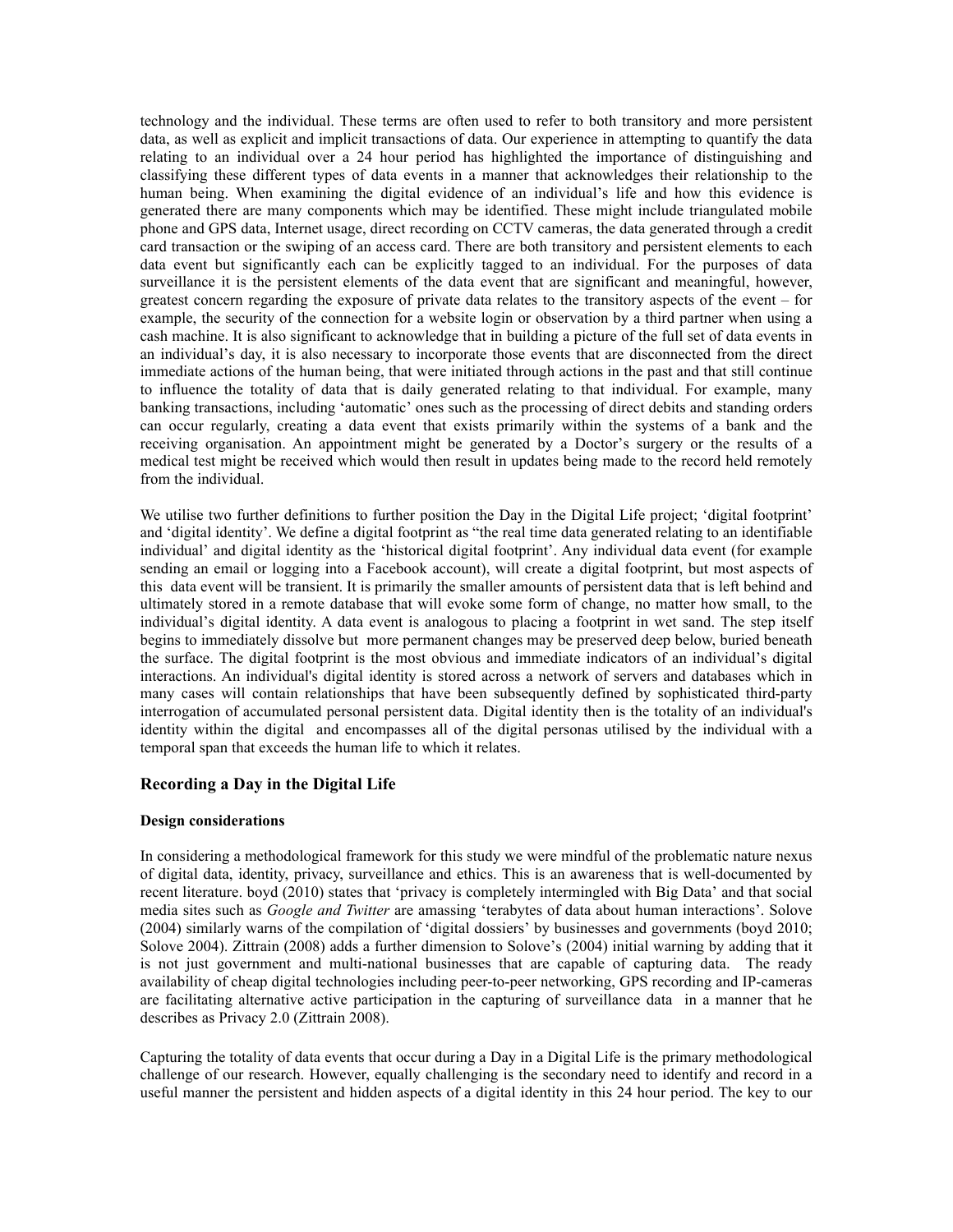technology and the individual. These terms are often used to refer to both transitory and more persistent data, as well as explicit and implicit transactions of data. Our experience in attempting to quantify the data relating to an individual over a 24 hour period has highlighted the importance of distinguishing and classifying these different types of data events in a manner that acknowledges their relationship to the human being. When examining the digital evidence of an individual's life and how this evidence is generated there are many components which may be identified. These might include triangulated mobile phone and GPS data, Internet usage, direct recording on CCTV cameras, the data generated through a credit card transaction or the swiping of an access card. There are both transitory and persistent elements to each data event but significantly each can be explicitly tagged to an individual. For the purposes of data surveillance it is the persistent elements of the data event that are significant and meaningful, however, greatest concern regarding the exposure of private data relates to the transitory aspects of the event – for example, the security of the connection for a website login or observation by a third partner when using a cash machine. It is also significant to acknowledge that in building a picture of the full set of data events in an individual's day, it is also necessary to incorporate those events that are disconnected from the direct immediate actions of the human being, that were initiated through actions in the past and that still continue to influence the totality of data that is daily generated relating to that individual. For example, many banking transactions, including 'automatic' ones such as the processing of direct debits and standing orders can occur regularly, creating a data event that exists primarily within the systems of a bank and the receiving organisation. An appointment might be generated by a Doctor's surgery or the results of a medical test might be received which would then result in updates being made to the record held remotely from the individual.

We utilise two further definitions to further position the Day in the Digital Life project; 'digital footprint' and 'digital identity'. We define a digital footprint as "the real time data generated relating to an identifiable individual' and digital identity as the 'historical digital footprint'. Any individual data event (for example sending an email or logging into a Facebook account), will create a digital footprint, but most aspects of this data event will be transient. It is primarily the smaller amounts of persistent data that is left behind and ultimately stored in a remote database that will evoke some form of change, no matter how small, to the individual's digital identity. A data event is analogous to placing a footprint in wet sand. The step itself begins to immediately dissolve but more permanent changes may be preserved deep below, buried beneath the surface. The digital footprint is the most obvious and immediate indicators of an individual's digital interactions. An individual's digital identity is stored across a network of servers and databases which in many cases will contain relationships that have been subsequently defined by sophisticated third-party interrogation of accumulated personal persistent data. Digital identity then is the totality of an individual's identity within the digital and encompasses all of the digital personas utilised by the individual with a temporal span that exceeds the human life to which it relates.

## Recording a Day in the Digital Life

### Design considerations

In considering a methodological framework for this study we were mindful of the problematic nature nexus of digital data, identity, privacy, surveillance and ethics. This is an awareness that is well-documented by recent literature. boyd (2010) states that 'privacy is completely intermingled with Big Data' and that social media sites such as *Google and Twitter* are amassing 'terabytes of data about human interactions'. Solove (2004) similarly warns of the compilation of 'digital dossiers' by businesses and governments (boyd 2010; Solove 2004). Zittrain (2008) adds a further dimension to Solove's (2004) initial warning by adding that it is not just government and multi-national businesses that are capable of capturing data. The ready availability of cheap digital technologies including peer-to-peer networking, GPS recording and IP-cameras are facilitating alternative active participation in the capturing of surveillance data in a manner that he describes as Privacy 2.0 (Zittrain 2008).

Capturing the totality of data events that occur during a Day in a Digital Life is the primary methodological challenge of our research. However, equally challenging is the secondary need to identify and record in a useful manner the persistent and hidden aspects of a digital identity in this 24 hour period. The key to our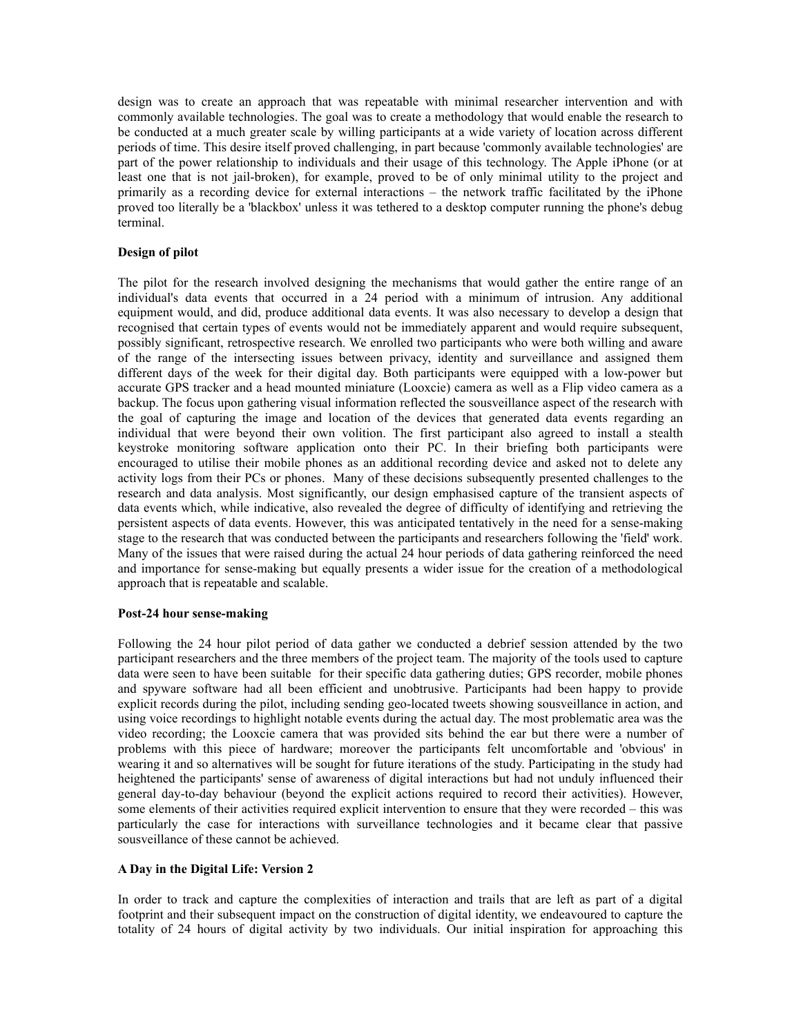design was to create an approach that was repeatable with minimal researcher intervention and with commonly available technologies. The goal was to create a methodology that would enable the research to be conducted at a much greater scale by willing participants at a wide variety of location across different periods of time. This desire itself proved challenging, in part because 'commonly available technologies' are part of the power relationship to individuals and their usage of this technology. The Apple iPhone (or at least one that is not jail-broken), for example, proved to be of only minimal utility to the project and primarily as a recording device for external interactions – the network traffic facilitated by the iPhone proved too literally be a 'blackbox' unless it was tethered to a desktop computer running the phone's debug terminal.

**Design of pilot**

The pilot for the research involved designing the mechanisms that would gather the entire range of an individual's data events that occurred in a 24 period with a minimum of intrusion. Any additional equipment would, and did, produce additional data events. It was also necessary to develop a design that recognised that certain types of events would not be immediately apparent and would require subsequent, possibly significant, retrospective research. We enrolled two participants who were both willing and aware of the range of the intersecting issues between privacy, identity and surveillance and assigned them different days of the week for their digital day. Both participants were equipped with a low-power but accurate GPS tracker and a head mounted miniature (Looxcie) camera as well as a Flip video camera as a backup. The focus upon gathering visual information reflected the sousveillance aspect of the research with the goal of capturing the image and location of the devices that generated data events regarding an individual that were beyond their own volition. The first participant also agreed to install a stealth keystroke monitoring software application onto their PC. In their briefing both participants were encouraged to utilise their mobile phones as an additional recording device and asked not to delete any activity logs from their PCs or phones. Many of these decisions subsequently presented challenges to the research and data analysis. Most significantly, our design emphasised capture of the transient aspects of data events which, while indicative, also revealed the degree of difficulty of identifying and retrieving the persistent aspects of data events. However, this was anticipated tentatively in the need for a sense-making stage to the research that was conducted between the participants and researchers following the 'field' work. Many of the issues that were raised during the actual 24 hour periods of data gathering reinforced the need and importance for sense-making but equally presents a wider issue for the creation of a methodological approach that is repeatable and scalable.

**Post-24 hour sense-making**

Following the 24 hour pilot period of data gather we conducted a debrief session attended by the two participant researchers and the three members of the project team. The majority of the tools used to capture data were seen to have been suitable for their specific data gathering duties; GPS recorder, mobile phones and spyware software had all been efficient and unobtrusive. Participants had been happy to provide explicit records during the pilot, including sending geo-located tweets showing sousveillance in action, and using voice recordings to highlight notable events during the actual day. The most problematic area was the video recording; the Looxcie camera that was provided sits behind the ear but there were a number of problems with this piece of hardware; moreover the participants felt uncomfortable and 'obvious' in wearing it and so alternatives will be sought for future iterations of the study. Participating in the study had heightened the participants' sense of awareness of digital interactions but had not unduly influenced their general day-to-day behaviour (beyond the explicit actions required to record their activities). However, some elements of their activities required explicit intervention to ensure that they were recorded – this was particularly the case for interactions with surveillance technologies and it became clear that passive sousveillance of these cannot be achieved.

**A Day in the Digital Life: Version 2**

In order to track and capture the complexities of interaction and trails that are left as part of a digital footprint and their subsequent impact on the construction of digital identity, we endeavoured to capture the totality of 24 hours of digital activity by two individuals. Our initial inspiration for approaching this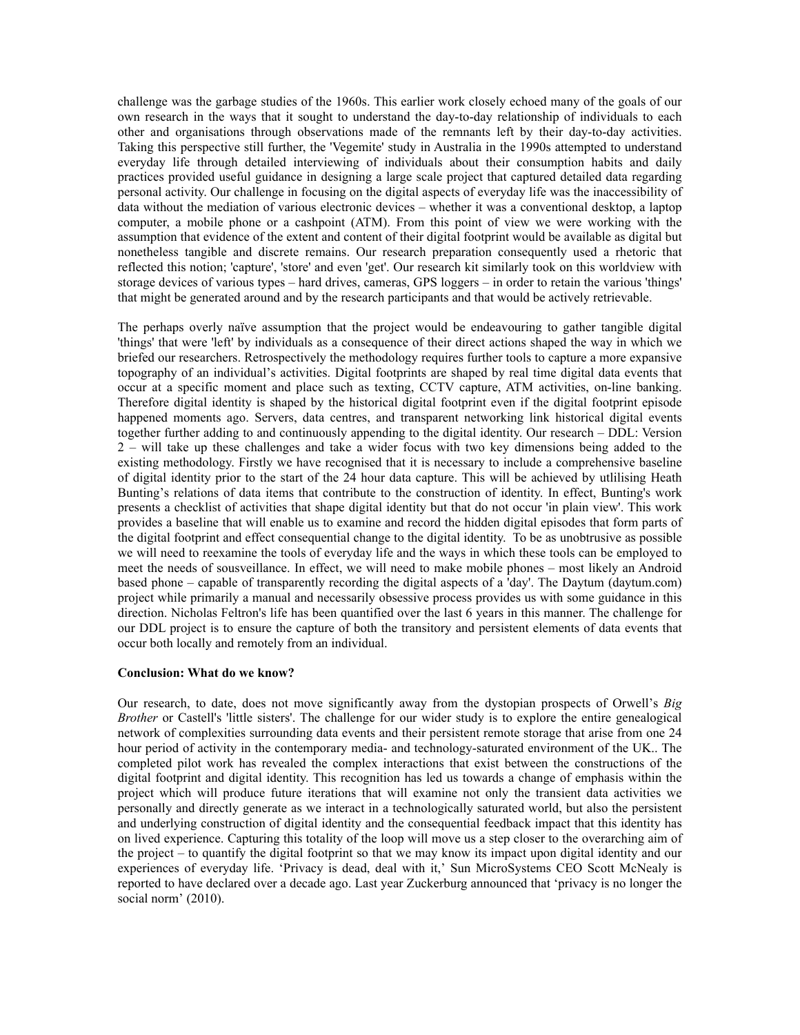challenge was the garbage studies of the 1960s. This earlier work closely echoed many of the goals of our own research in the ways that it sought to understand the day-to-day relationship of individuals to each other and organisations through observations made of the remnants left by their day-to-day activities. Taking this perspective still further, the 'Vegemite' study in Australia in the 1990s attempted to understand everyday life through detailed interviewing of individuals about their consumption habits and daily practices provided useful guidance in designing a large scale project that captured detailed data regarding personal activity. Our challenge in focusing on the digital aspects of everyday life was the inaccessibility of data without the mediation of various electronic devices – whether it was a conventional desktop, a laptop computer, a mobile phone or a cashpoint (ATM). From this point of view we were working with the assumption that evidence of the extent and content of their digital footprint would be available as digital but nonetheless tangible and discrete remains. Our research preparation consequently used a rhetoric that reflected this notion; 'capture', 'store' and even 'get'. Our research kit similarly took on this worldview with storage devices of various types – hard drives, cameras, GPS loggers – in order to retain the various 'things' that might be generated around and by the research participants and that would be actively retrievable.

The perhaps overly naïve assumption that the project would be endeavouring to gather tangible digital 'things' that were 'left' by individuals as a consequence of their direct actions shaped the way in which we briefed our researchers. Retrospectively the methodology requires further tools to capture a more expansive topography of an individual's activities. Digital footprints are shaped by real time digital data events that occur at a specific moment and place such as texting, CCTV capture, ATM activities, on-line banking. Therefore digital identity is shaped by the historical digital footprint even if the digital footprint episode happened moments ago. Servers, data centres, and transparent networking link historical digital events together further adding to and continuously appending to the digital identity. Our research – DDL: Version 2 – will take up these challenges and take a wider focus with two key dimensions being added to the existing methodology. Firstly we have recognised that it is necessary to include a comprehensive baseline of digital identity prior to the start of the 24 hour data capture. This will be achieved by utlilising Heath Bunting's relations of data items that contribute to the construction of identity. In effect, Bunting's work presents a checklist of activities that shape digital identity but that do not occur 'in plain view'. This work provides a baseline that will enable us to examine and record the hidden digital episodes that form parts of the digital footprint and effect consequential change to the digital identity. To be as unobtrusive as possible we will need to reexamine the tools of everyday life and the ways in which these tools can be employed to meet the needs of sousveillance. In effect, we will need to make mobile phones – most likely an Android based phone – capable of transparently recording the digital aspects of a 'day'. The Daytum (daytum.com) project while primarily a manual and necessarily obsessive process provides us with some guidance in this direction. Nicholas Feltron's life has been quantified over the last 6 years in this manner. The challenge for our DDL project is to ensure the capture of both the transitory and persistent elements of data events that occur both locally and remotely from an individual.

**Conclusion: What do we know?**

Our research, to date, does not move significantly away from the dystopian prospects of Orwell's *Big Brother* or Castell's 'little sisters'. The challenge for our wider study is to explore the entire genealogical network of complexities surrounding data events and their persistent remote storage that arise from one 24 hour period of activity in the contemporary media- and technology-saturated environment of the UK.. The completed pilot work has revealed the complex interactions that exist between the constructions of the digital footprint and digital identity. This recognition has led us towards a change of emphasis within the project which will produce future iterations that will examine not only the transient data activities we personally and directly generate as we interact in a technologically saturated world, but also the persistent and underlying construction of digital identity and the consequential feedback impact that this identity has on lived experience. Capturing this totality of the loop will move us a step closer to the overarching aim of the project – to quantify the digital footprint so that we may know its impact upon digital identity and our experiences of everyday life. 'Privacy is dead, deal with it,' Sun MicroSystems CEO Scott McNealy is reported to have declared over a decade ago. Last year Zuckerburg announced that 'privacy is no longer the social norm' (2010).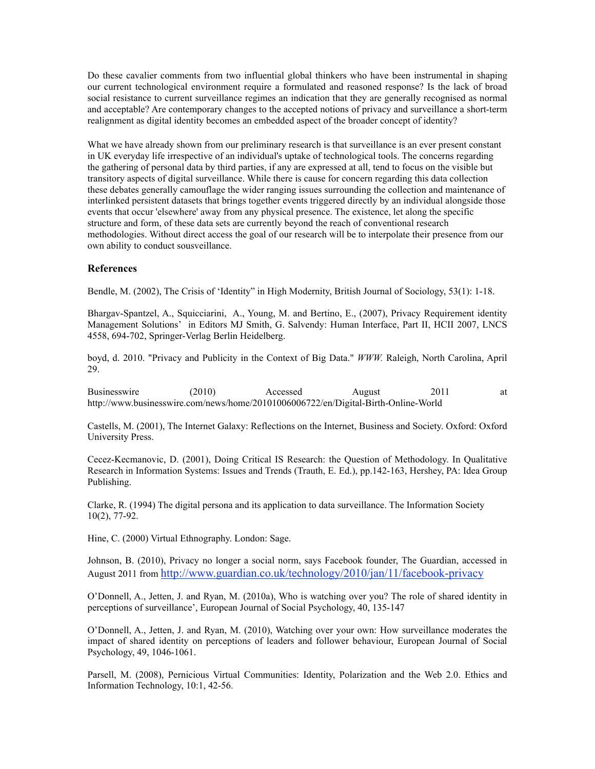Do these cavalier comments from two influential global thinkers who have been instrumental in shaping our current technological environment require a formulated and reasoned response? Is the lack of broad social resistance to current surveillance regimes an indication that they are generally recognised as normal and acceptable? Are contemporary changes to the accepted notions of privacy and surveillance a short-term realignment as digital identity becomes an embedded aspect of the broader concept of identity?

What we have already shown from our preliminary research is that surveillance is an ever present constant in UK everyday life irrespective of an individual's uptake of technological tools. The concerns regarding the gathering of personal data by third parties, if any are expressed at all, tend to focus on the visible but transitory aspects of digital surveillance. While there is cause for concern regarding this data collection these debates generally camouflage the wider ranging issues surrounding the collection and maintenance of interlinked persistent datasets that brings together events triggered directly by an individual alongside those events that occur 'elsewhere' away from any physical presence. The existence, let along the specific structure and form, of these data sets are currently beyond the reach of conventional research methodologies. Without direct access the goal of our research will be to interpolate their presence from our own ability to conduct sousveillance.

### References

Bendle, M. (2002), The Crisis of 'Identity" in High Modernity, British Journal of Sociology, 53(1): 1-18.

Bhargav-Spantzel, A., Squicciarini, A., Young, M. and Bertino, E., (2007), Privacy Requirement identity Management Solutions' in Editors MJ Smith, G. Salvendy: Human Interface, Part II, HCII 2007, LNCS 4558, 694-702, Springer-Verlag Berlin Heidelberg.

boyd, d. 2010. "Privacy and Publicity in the Context of Big Data." *WWW.* Raleigh, North Carolina, April 29.

Businesswire (2010) Accessed August 2011 at http://www.businesswire.com/news/home/20101006006722/en/Digital-Birth-Online-World

Castells, M. (2001), The Internet Galaxy: Reflections on the Internet, Business and Society. Oxford: Oxford University Press.

Cecez-Kecmanovic, D. (2001), Doing Critical IS Research: the Question of Methodology. In Qualitative Research in Information Systems: Issues and Trends (Trauth, E. Ed.), pp.142-163, Hershey, PA: Idea Group Publishing.

Clarke, R. (1994) The digital persona and its application to data surveillance. The Information Society 10(2), 77-92.

Hine, C. (2000) Virtual Ethnography. London: Sage.

Johnson, B. (2010), Privacy no longer a social norm, says Facebook founder, The Guardian, accessed in August 2011 from http://www.guardian.co.uk/technology/2010/jan/11/facebook-privacy

O'Donnell, A., Jetten, J. and Ryan, M. (2010a), Who is watching over you? The role of shared identity in perceptions of surveillance', European Journal of Social Psychology, 40, 135-147

O'Donnell, A., Jetten, J. and Ryan, M. (2010), Watching over your own: How surveillance moderates the impact of shared identity on perceptions of leaders and follower behaviour, European Journal of Social Psychology, 49, 1046-1061.

Parsell, M. (2008), Pernicious Virtual Communities: Identity, Polarization and the Web 2.0. Ethics and Information Technology, 10:1, 42-56.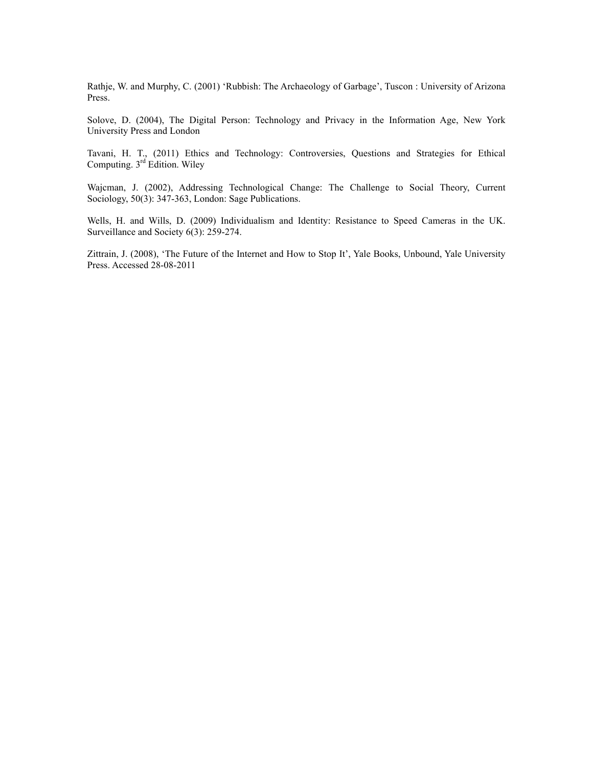Rathje, W. and Murphy, C. (2001) 'Rubbish: The Archaeology of Garbage', Tuscon : University of Arizona Press.

Solove, D. (2004), The Digital Person: Technology and Privacy in the Information Age, New York University Press and London

Tavani, H. T., (2011) Ethics and Technology: Controversies, Questions and Strategies for Ethical Computing. 3rd Edition. Wiley

Wajcman, J. (2002), Addressing Technological Change: The Challenge to Social Theory, Current Sociology, 50(3): 347-363, London: Sage Publications.

Wells, H. and Wills, D. (2009) Individualism and Identity: Resistance to Speed Cameras in the UK. Surveillance and Society 6(3): 259-274.

Zittrain, J. (2008), 'The Future of the Internet and How to Stop It', Yale Books, Unbound, Yale University Press. Accessed 28-08-2011